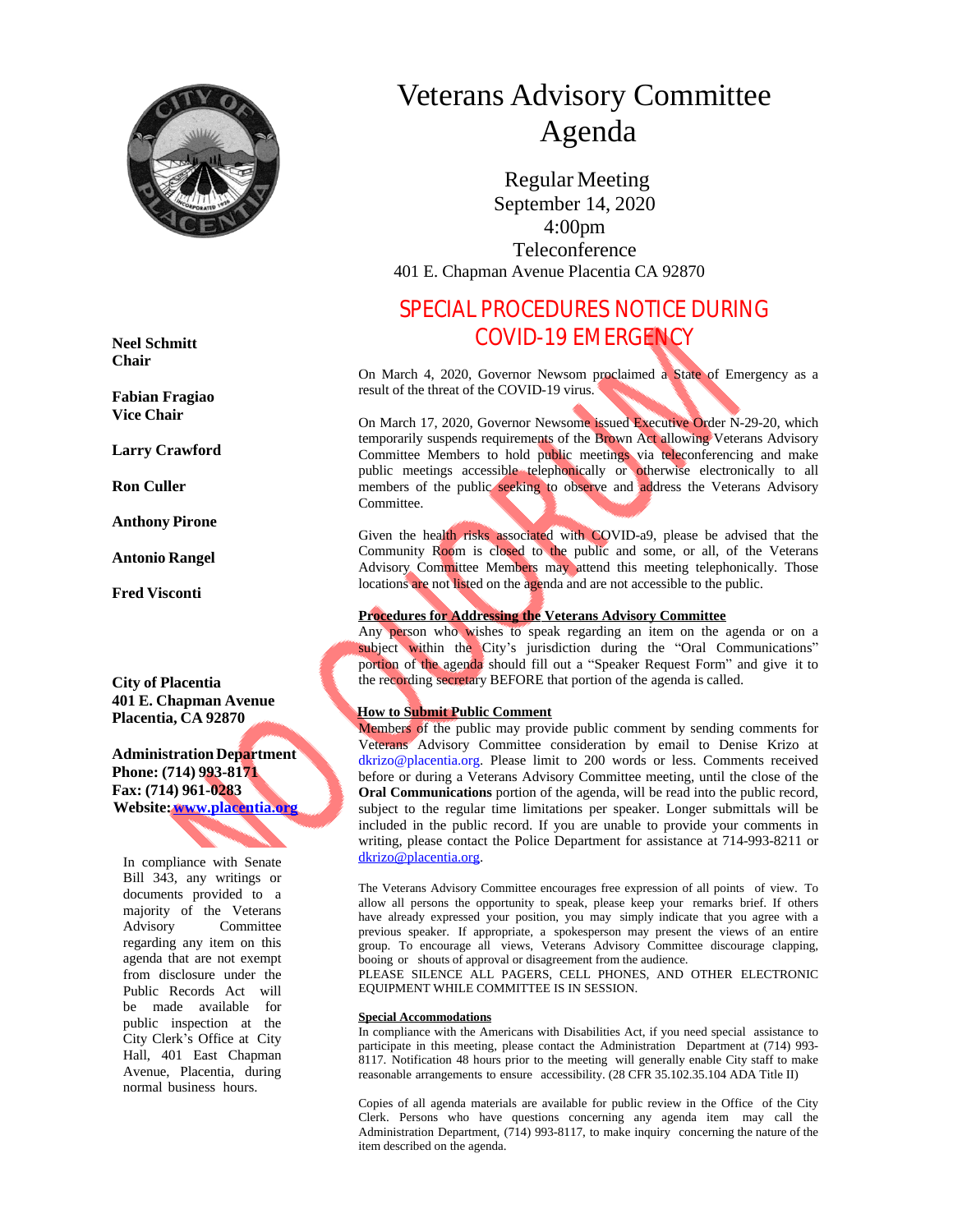# Veterans Advisory Committee Agenda

Regular Meeting
September 14, 2020
4:00pm
Teleconference
401 E. Chapman Avenue Placentia CA 92870

**Neel Schmitt**
**Chair**

**Fabian Fragiao**
**Vice Chair**

**Larry Crawford**

**Ron Culler**

**Anthony Pirone**

**Antonio Rangel**

**Fred Visconti**

**City of Placentia**
**401 E. Chapman Avenue**
**Placentia, CA 92870**

**Administration Department**
**Phone: (714) 993-8171**
**Fax: (714) 961-0283**
**Website: [www.placentia.org](http://www.placentia.org)**

In compliance with Senate Bill 343, any writings or documents provided to a majority of the Veterans Advisory Committee regarding any item on this agenda that are not exempt from disclosure under the Public Records Act will be made available for public inspection at the City Clerk's Office at City Hall, 401 East Chapman Avenue, Placentia, during normal business hours.

## SPECIAL PROCEDURES NOTICE DURING COVID-19 EMERGENCY

NO QUORUM

On March 4, 2020, Governor Newsom proclaimed a State of Emergency as a result of the threat of the COVID-19 virus.

On March 17, 2020, Governor Newsome issued Executive Order N-29-20, which temporarily suspends requirements of the Brown Act allowing Veterans Advisory Committee Members to hold public meetings via teleconferencing and make public meetings accessible telephonically or otherwise electronically to all members of the public seeking to observe and address the Veterans Advisory Committee.

Given the health risks associated with COVID-a9, please be advised that the Community Room is closed to the public and some, or all, of the Veterans Advisory Committee Members may attend this meeting telephonically. Those locations are not listed on the agenda and are not accessible to the public.

**Procedures for Addressing the Veterans Advisory Committee**
Any person who wishes to speak regarding an item on the agenda or on a subject within the City's jurisdiction during the "Oral Communications" portion of the agenda should fill out a "Speaker Request Form" and give it to the recording secretary BEFORE that portion of the agenda is called.

**How to Submit Public Comment**
Members of the public may provide public comment by sending comments for Veterans Advisory Committee consideration by email to Denise Krizo at dkrizo@placentia.org. Please limit to 200 words or less. Comments received before or during a Veterans Advisory Committee meeting, until the close of the **Oral Communications** portion of the agenda, will be read into the public record, subject to the regular time limitations per speaker. Longer submittals will be included in the public record. If you are unable to provide your comments in writing, please contact the Police Department for assistance at 714-993-8211 or dkrizo@placentia.org.

The Veterans Advisory Committee encourages free expression of all points of view. To allow all persons the opportunity to speak, please keep your remarks brief. If others have already expressed your position, you may simply indicate that you agree with a previous speaker. If appropriate, a spokesperson may present the views of an entire group. To encourage all views, Veterans Advisory Committee discourage clapping, booing or shouts of approval or disagreement from the audience.
PLEASE SILENCE ALL PAGERS, CELL PHONES, AND OTHER ELECTRONIC EQUIPMENT WHILE COMMITTEE IS IN SESSION.

**Special Accommodations**
In compliance with the Americans with Disabilities Act, if you need special assistance to participate in this meeting, please contact the Administration Department at (714) 993-8117. Notification 48 hours prior to the meeting will generally enable City staff to make reasonable arrangements to ensure accessibility. (28 CFR 35.102.35.104 ADA Title II)

Copies of all agenda materials are available for public review in the Office of the City Clerk. Persons who have questions concerning any agenda item may call the Administration Department, (714) 993-8117, to make inquiry concerning the nature of the item described on the agenda.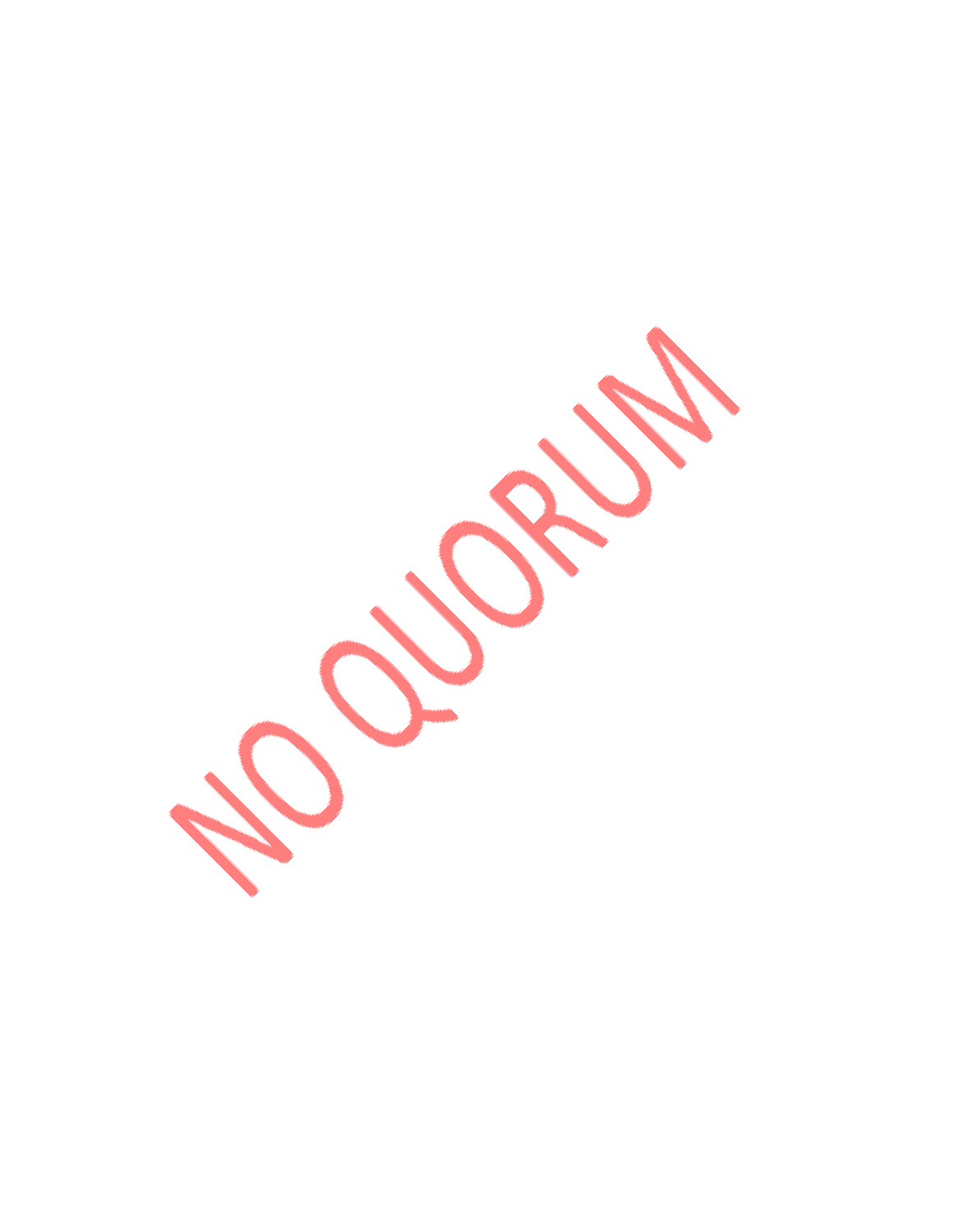NO QUORUM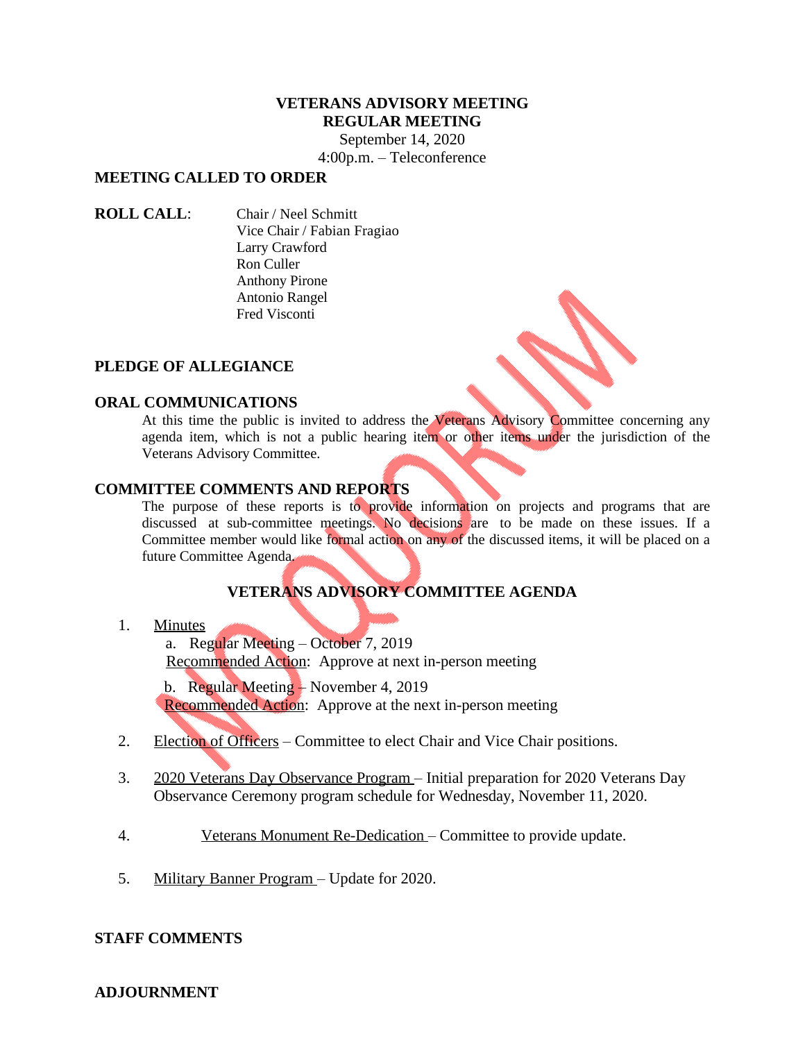**VETERANS ADVISORY MEETING**
**REGULAR MEETING**
September 14, 2020
4:00p.m. – Teleconference

**MEETING CALLED TO ORDER**

**ROLL CALL**:
Chair / Neel Schmitt
Vice Chair / Fabian Fragiao
Larry Crawford
Ron Culler
Anthony Pirone
Antonio Rangel
Fred Visconti

NO QUORUM

**PLEDGE OF ALLEGIANCE**

**ORAL COMMUNICATIONS**

At this time the public is invited to address the Veterans Advisory Committee concerning any agenda item, which is not a public hearing item or other items under the jurisdiction of the Veterans Advisory Committee.

**COMMITTEE COMMENTS AND REPORTS**

The purpose of these reports is to provide information on projects and programs that are discussed at sub-committee meetings. No decisions are to be made on these issues. If a Committee member would like formal action on any of the discussed items, it will be placed on a future Committee Agenda.

**VETERANS ADVISORY COMMITTEE AGENDA**

1. Minutes
   a. Regular Meeting – October 7, 2019
   Recommended Action: Approve at next in-person meeting

   b. Regular Meeting – November 4, 2019
   Recommended Action: Approve at the next in-person meeting

2. Election of Officers – Committee to elect Chair and Vice Chair positions.

3. 2020 Veterans Day Observance Program – Initial preparation for 2020 Veterans Day Observance Ceremony program schedule for Wednesday, November 11, 2020.

4. Veterans Monument Re-Dedication – Committee to provide update.

5. Military Banner Program – Update for 2020.

**STAFF COMMENTS**

**ADJOURNMENT**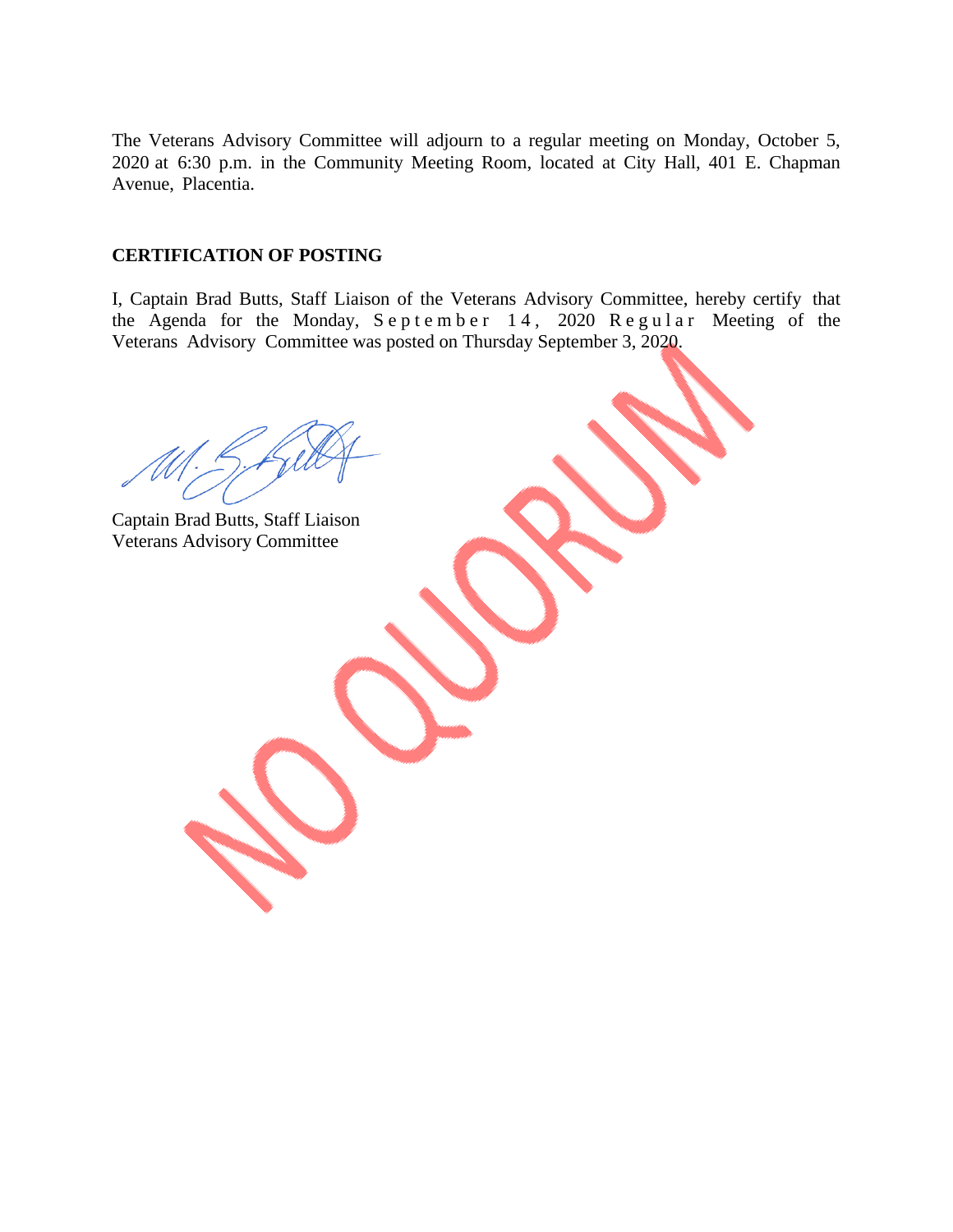The Veterans Advisory Committee will adjourn to a regular meeting on Monday, October 5, 2020 at 6:30 p.m. in the Community Meeting Room, located at City Hall, 401 E. Chapman Avenue, Placentia.

**CERTIFICATION OF POSTING**

I, Captain Brad Butts, Staff Liaison of the Veterans Advisory Committee, hereby certify that the Agenda for the Monday, September 14, 2020 Regular Meeting of the Veterans Advisory Committee was posted on Thursday September 3, 2020.

Captain Brad Butts, Staff Liaison
Veterans Advisory Committee

NO QUORUM